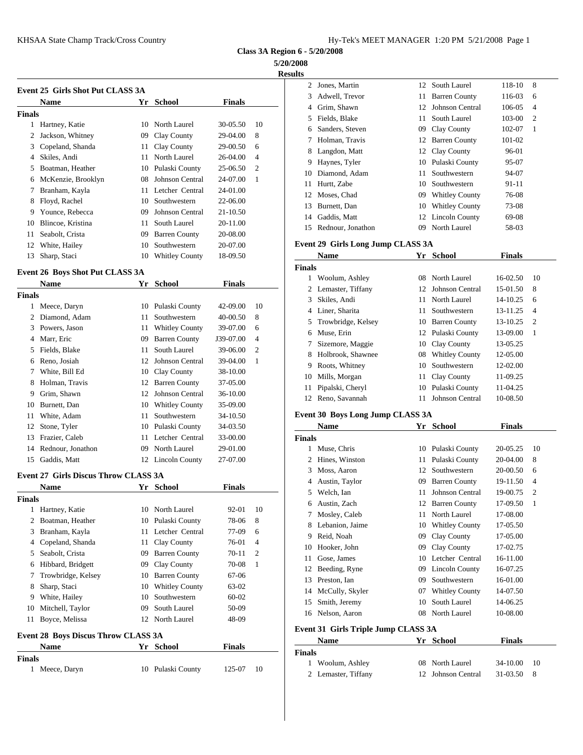**Class 3A Region 6 - 5/20/2008**

**5/20/2008**

**Results**

### Event 25 Girls Shot Put CLASS 3A

| | Name | Yr | School | Finals | |
|---|---|---|---|---|---|
| **Finals** | | | | | |
| 1 | Hartney, Katie | 10 | North Laurel | 30-05.50 | 10 |
| 2 | Jackson, Whitney | 09 | Clay County | 29-04.00 | 8 |
| 3 | Copeland, Shanda | 11 | Clay County | 29-00.50 | 6 |
| 4 | Skiles, Andi | 11 | North Laurel | 26-04.00 | 4 |
| 5 | Boatman, Heather | 10 | Pulaski County | 25-06.50 | 2 |
| 6 | McKenzie, Brooklyn | 08 | Johnson Central | 24-07.00 | 1 |
| 7 | Branham, Kayla | 11 | Letcher Central | 24-01.00 | |
| 8 | Floyd, Rachel | 10 | Southwestern | 22-06.00 | |
| 9 | Younce, Rebecca | 09 | Johnson Central | 21-10.50 | |
| 10 | Blincoe, Kristina | 11 | South Laurel | 20-11.00 | |
| 11 | Seabolt, Crista | 09 | Barren County | 20-08.00 | |
| 12 | White, Hailey | 10 | Southwestern | 20-07.00 | |
| 13 | Sharp, Staci | 10 | Whitley County | 18-09.50 | |

### Event 26 Boys Shot Put CLASS 3A

| | Name | Yr | School | Finals | |
|---|---|---|---|---|---|
| **Finals** | | | | | |
| 1 | Meece, Daryn | 10 | Pulaski County | 42-09.00 | 10 |
| 2 | Diamond, Adam | 11 | Southwestern | 40-00.50 | 8 |
| 3 | Powers, Jason | 11 | Whitley County | 39-07.00 | 6 |
| 4 | Marr, Eric | 09 | Barren County | J39-07.00 | 4 |
| 5 | Fields, Blake | 11 | South Laurel | 39-06.00 | 2 |
| 6 | Reno, Josiah | 12 | Johnson Central | 39-04.00 | 1 |
| 7 | White, Bill Ed | 10 | Clay County | 38-10.00 | |
| 8 | Holman, Travis | 12 | Barren County | 37-05.00 | |
| 9 | Grim, Shawn | 12 | Johnson Central | 36-10.00 | |
| 10 | Burnett, Dan | 10 | Whitley County | 35-09.00 | |
| 11 | White, Adam | 11 | Southwestern | 34-10.50 | |
| 12 | Stone, Tyler | 10 | Pulaski County | 34-03.50 | |
| 13 | Frazier, Caleb | 11 | Letcher Central | 33-00.00 | |
| 14 | Rednour, Jonathon | 09 | North Laurel | 29-01.00 | |
| 15 | Gaddis, Matt | 12 | Lincoln County | 27-07.00 | |

### Event 27 Girls Discus Throw CLASS 3A

| | Name | Yr | School | Finals | |
|---|---|---|---|---|---|
| **Finals** | | | | | |
| 1 | Hartney, Katie | 10 | North Laurel | 92-01 | 10 |
| 2 | Boatman, Heather | 10 | Pulaski County | 78-06 | 8 |
| 3 | Branham, Kayla | 11 | Letcher Central | 77-09 | 6 |
| 4 | Copeland, Shanda | 11 | Clay County | 76-01 | 4 |
| 5 | Seabolt, Crista | 09 | Barren County | 70-11 | 2 |
| 6 | Hibbard, Bridgett | 09 | Clay County | 70-08 | 1 |
| 7 | Trowbridge, Kelsey | 10 | Barren County | 67-06 | |
| 8 | Sharp, Staci | 10 | Whitley County | 63-02 | |
| 9 | White, Hailey | 10 | Southwestern | 60-02 | |
| 10 | Mitchell, Taylor | 09 | South Laurel | 50-09 | |
| 11 | Boyce, Melissa | 12 | North Laurel | 48-09 | |

### Event 28 Boys Discus Throw CLASS 3A

| | Name | Yr | School | Finals | |
|---|---|---|---|---|---|
| **Finals** | | | | | |
| 1 | Meece, Daryn | 10 | Pulaski County | 125-07 | 10 |
| 2 | Jones, Martin | 12 | South Laurel | 118-10 | 8 |
| 3 | Adwell, Trevor | 11 | Barren County | 116-03 | 6 |
| 4 | Grim, Shawn | 12 | Johnson Central | 106-05 | 4 |
| 5 | Fields, Blake | 11 | South Laurel | 103-00 | 2 |
| 6 | Sanders, Steven | 09 | Clay County | 102-07 | 1 |
| 7 | Holman, Travis | 12 | Barren County | 101-02 | |
| 8 | Langdon, Matt | 12 | Clay County | 96-01 | |
| 9 | Haynes, Tyler | 10 | Pulaski County | 95-07 | |
| 10 | Diamond, Adam | 11 | Southwestern | 94-07 | |
| 11 | Hurtt, Zabe | 10 | Southwestern | 91-11 | |
| 12 | Moses, Chad | 09 | Whitley County | 76-08 | |
| 13 | Burnett, Dan | 10 | Whitley County | 73-08 | |
| 14 | Gaddis, Matt | 12 | Lincoln County | 69-08 | |
| 15 | Rednour, Jonathon | 09 | North Laurel | 58-03 | |

### Event 29 Girls Long Jump CLASS 3A

| | Name | Yr | School | Finals | |
|---|---|---|---|---|---|
| **Finals** | | | | | |
| 1 | Woolum, Ashley | 08 | North Laurel | 16-02.50 | 10 |
| 2 | Lemaster, Tiffany | 12 | Johnson Central | 15-01.50 | 8 |
| 3 | Skiles, Andi | 11 | North Laurel | 14-10.25 | 6 |
| 4 | Liner, Sharita | 11 | Southwestern | 13-11.25 | 4 |
| 5 | Trowbridge, Kelsey | 10 | Barren County | 13-10.25 | 2 |
| 6 | Muse, Erin | 12 | Pulaski County | 13-09.00 | 1 |
| 7 | Sizemore, Maggie | 10 | Clay County | 13-05.25 | |
| 8 | Holbrook, Shawnee | 08 | Whitley County | 12-05.00 | |
| 9 | Roots, Whitney | 10 | Southwestern | 12-02.00 | |
| 10 | Mills, Morgan | 11 | Clay County | 11-09.25 | |
| 11 | Pipalski, Cheryl | 10 | Pulaski County | 11-04.25 | |
| 12 | Reno, Savannah | 11 | Johnson Central | 10-08.50 | |

### Event 30 Boys Long Jump CLASS 3A

| | Name | Yr | School | Finals | |
|---|---|---|---|---|---|
| **Finals** | | | | | |
| 1 | Muse, Chris | 10 | Pulaski County | 20-05.25 | 10 |
| 2 | Hines, Winston | 11 | Pulaski County | 20-04.00 | 8 |
| 3 | Moss, Aaron | 12 | Southwestern | 20-00.50 | 6 |
| 4 | Austin, Taylor | 09 | Barren County | 19-11.50 | 4 |
| 5 | Welch, Ian | 11 | Johnson Central | 19-00.75 | 2 |
| 6 | Austin, Zach | 12 | Barren County | 17-09.50 | 1 |
| 7 | Mosley, Caleb | 11 | North Laurel | 17-08.00 | |
| 8 | Lebanion, Jaime | 10 | Whitley County | 17-05.50 | |
| 9 | Reid, Noah | 09 | Clay County | 17-05.00 | |
| 10 | Hooker, John | 09 | Clay County | 17-02.75 | |
| 11 | Gose, James | 10 | Letcher Central | 16-11.00 | |
| 12 | Beeding, Ryne | 09 | Lincoln County | 16-07.25 | |
| 13 | Preston, Ian | 09 | Southwestern | 16-01.00 | |
| 14 | McCully, Skyler | 07 | Whitley County | 14-07.50 | |
| 15 | Smith, Jeremy | 10 | South Laurel | 14-06.25 | |
| 16 | Nelson, Aaron | 08 | North Laurel | 10-08.00 | |

### Event 31 Girls Triple Jump CLASS 3A

| | Name | Yr | School | Finals | |
|---|---|---|---|---|---|
| **Finals** | | | | | |
| 1 | Woolum, Ashley | 08 | North Laurel | 34-10.00 | 10 |
| 2 | Lemaster, Tiffany | 12 | Johnson Central | 31-03.50 | 8 |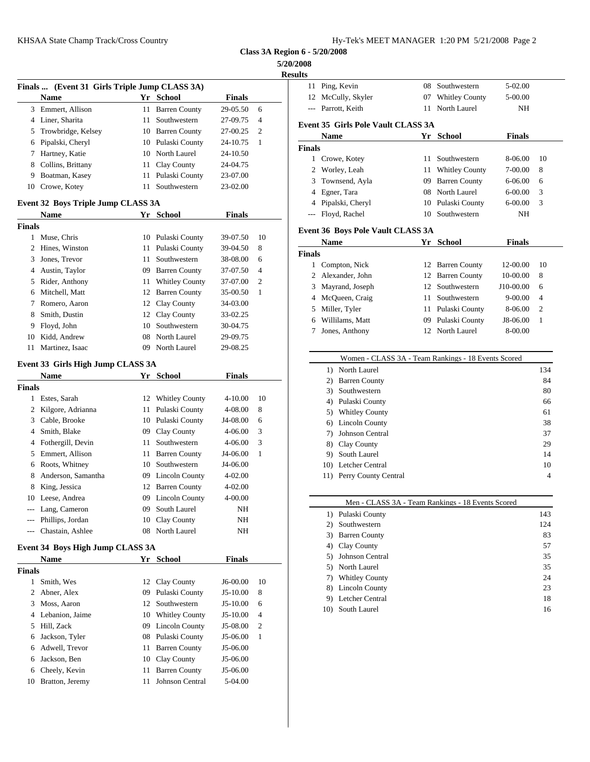**Class 3A Region 6 - 5/20/2008**

**5/20/2008**

**Results**

### Finals ... (Event 31 Girls Triple Jump CLASS 3A)

| | Name | Yr | School | Finals | |
|---|---|---|---|---|---|
| 3 | Emmert, Allison | 11 | Barren County | 29-05.50 | 6 |
| 4 | Liner, Sharita | 11 | Southwestern | 27-09.75 | 4 |
| 5 | Trowbridge, Kelsey | 10 | Barren County | 27-00.25 | 2 |
| 6 | Pipalski, Cheryl | 10 | Pulaski County | 24-10.75 | 1 |
| 7 | Hartney, Katie | 10 | North Laurel | 24-10.50 | |
| 8 | Collins, Brittany | 11 | Clay County | 24-04.75 | |
| 9 | Boatman, Kasey | 11 | Pulaski County | 23-07.00 | |
| 10 | Crowe, Kotey | 11 | Southwestern | 23-02.00 | |

### Event 32 Boys Triple Jump CLASS 3A

| | Name | Yr | School | Finals | |
|---|---|---|---|---|---|
| **Finals** | | | | | |
| 1 | Muse, Chris | 10 | Pulaski County | 39-07.50 | 10 |
| 2 | Hines, Winston | 11 | Pulaski County | 39-04.50 | 8 |
| 3 | Jones, Trevor | 11 | Southwestern | 38-08.00 | 6 |
| 4 | Austin, Taylor | 09 | Barren County | 37-07.50 | 4 |
| 5 | Rider, Anthony | 11 | Whitley County | 37-07.00 | 2 |
| 6 | Mitchell, Matt | 12 | Barren County | 35-00.50 | 1 |
| 7 | Romero, Aaron | 12 | Clay County | 34-03.00 | |
| 8 | Smith, Dustin | 12 | Clay County | 33-02.25 | |
| 9 | Floyd, John | 10 | Southwestern | 30-04.75 | |
| 10 | Kidd, Andrew | 08 | North Laurel | 29-09.75 | |
| 11 | Martinez, Isaac | 09 | North Laurel | 29-08.25 | |

### Event 33 Girls High Jump CLASS 3A

| | Name | Yr | School | Finals | |
|---|---|---|---|---|---|
| **Finals** | | | | | |
| 1 | Estes, Sarah | 12 | Whitley County | 4-10.00 | 10 |
| 2 | Kilgore, Adrianna | 11 | Pulaski County | 4-08.00 | 8 |
| 3 | Cable, Brooke | 10 | Pulaski County | J4-08.00 | 6 |
| 4 | Smith, Blake | 09 | Clay County | 4-06.00 | 3 |
| 4 | Fothergill, Devin | 11 | Southwestern | 4-06.00 | 3 |
| 5 | Emmert, Allison | 11 | Barren County | J4-06.00 | 1 |
| 6 | Roots, Whitney | 10 | Southwestern | J4-06.00 | |
| 8 | Anderson, Samantha | 09 | Lincoln County | 4-02.00 | |
| 8 | King, Jessica | 12 | Barren County | 4-02.00 | |
| 10 | Leese, Andrea | 09 | Lincoln County | 4-00.00 | |
| --- | Lang, Cameron | 09 | South Laurel | NH | |
| --- | Phillips, Jordan | 10 | Clay County | NH | |
| --- | Chastain, Ashlee | 08 | North Laurel | NH | |

### Event 34 Boys High Jump CLASS 3A

| | Name | Yr | School | Finals | |
|---|---|---|---|---|---|
| **Finals** | | | | | |
| 1 | Smith, Wes | 12 | Clay County | J6-00.00 | 10 |
| 2 | Abner, Alex | 09 | Pulaski County | J5-10.00 | 8 |
| 3 | Moss, Aaron | 12 | Southwestern | J5-10.00 | 6 |
| 4 | Lebanion, Jaime | 10 | Whitley County | J5-10.00 | 4 |
| 5 | Hill, Zack | 09 | Lincoln County | J5-08.00 | 2 |
| 6 | Jackson, Tyler | 08 | Pulaski County | J5-06.00 | 1 |
| 6 | Adwell, Trevor | 11 | Barren County | J5-06.00 | |
| 6 | Jackson, Ben | 10 | Clay County | J5-06.00 | |
| 6 | Cheely, Kevin | 11 | Barren County | J5-06.00 | |
| 10 | Bratton, Jeremy | 11 | Johnson Central | 5-04.00 | |
| 11 | Ping, Kevin | 08 | Southwestern | 5-02.00 | |
| 12 | McCully, Skyler | 07 | Whitley County | 5-00.00 | |
| --- | Parrott, Keith | 11 | North Laurel | NH | |

### Event 35 Girls Pole Vault CLASS 3A

| | Name | Yr | School | Finals | |
|---|---|---|---|---|---|
| **Finals** | | | | | |
| 1 | Crowe, Kotey | 11 | Southwestern | 8-06.00 | 10 |
| 2 | Worley, Leah | 11 | Whitley County | 7-00.00 | 8 |
| 3 | Townsend, Ayla | 09 | Barren County | 6-06.00 | 6 |
| 4 | Egner, Tara | 08 | North Laurel | 6-00.00 | 3 |
| 4 | Pipalski, Cheryl | 10 | Pulaski County | 6-00.00 | 3 |
| --- | Floyd, Rachel | 10 | Southwestern | NH | |

### Event 36 Boys Pole Vault CLASS 3A

| | Name | Yr | School | Finals | |
|---|---|---|---|---|---|
| **Finals** | | | | | |
| 1 | Compton, Nick | 12 | Barren County | 12-00.00 | 10 |
| 2 | Alexander, John | 12 | Barren County | 10-00.00 | 8 |
| 3 | Mayrand, Joseph | 12 | Southwestern | J10-00.00 | 6 |
| 4 | McQueen, Craig | 11 | Southwestern | 9-00.00 | 4 |
| 5 | Miller, Tyler | 11 | Pulaski County | 8-06.00 | 2 |
| 6 | Willilams, Matt | 09 | Pulaski County | J8-06.00 | 1 |
| 7 | Jones, Anthony | 12 | North Laurel | 8-00.00 | |

### Women - CLASS 3A - Team Rankings - 18 Events Scored

| | | |
|---|---|---|
| 1) | North Laurel | 134 |
| 2) | Barren County | 84 |
| 3) | Southwestern | 80 |
| 4) | Pulaski County | 66 |
| 5) | Whitley County | 61 |
| 6) | Lincoln County | 38 |
| 7) | Johnson Central | 37 |
| 8) | Clay County | 29 |
| 9) | South Laurel | 14 |
| 10) | Letcher Central | 10 |
| 11) | Perry County Central | 4 |

### Men - CLASS 3A - Team Rankings - 18 Events Scored

| | | |
|---|---|---|
| 1) | Pulaski County | 143 |
| 2) | Southwestern | 124 |
| 3) | Barren County | 83 |
| 4) | Clay County | 57 |
| 5) | Johnson Central | 35 |
| 5) | North Laurel | 35 |
| 7) | Whitley County | 24 |
| 8) | Lincoln County | 23 |
| 9) | Letcher Central | 18 |
| 10) | South Laurel | 16 |